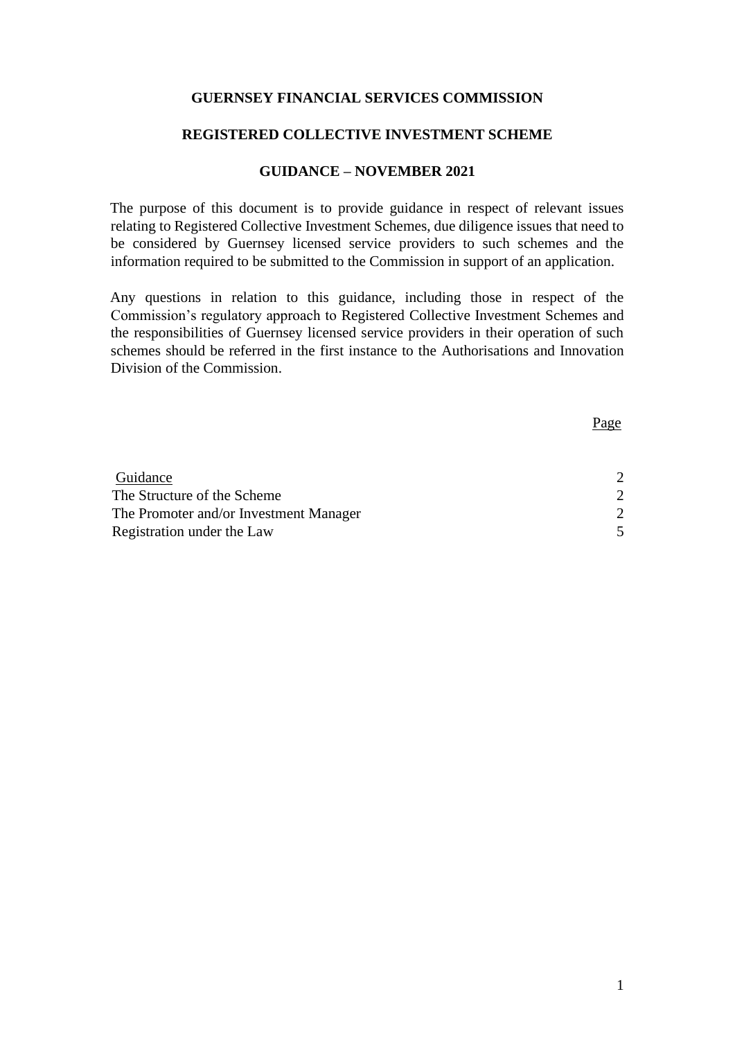**GUERNSEY FINANCIAL SERVICES COMMISSION**

**REGISTERED COLLECTIVE INVESTMENT SCHEME**

**GUIDANCE – NOVEMBER 2021**

The purpose of this document is to provide guidance in respect of relevant issues relating to Registered Collective Investment Schemes, due diligence issues that need to be considered by Guernsey licensed service providers to such schemes and the information required to be submitted to the Commission in support of an application.

Any questions in relation to this guidance, including those in respect of the Commission's regulatory approach to Registered Collective Investment Schemes and the responsibilities of Guernsey licensed service providers in their operation of such schemes should be referred in the first instance to the Authorisations and Innovation Division of the Commission.

| | Page |
|---|---|
| Guidance | 2 |
| The Structure of the Scheme | 2 |
| The Promoter and/or Investment Manager | 2 |
| Registration under the Law | 5 |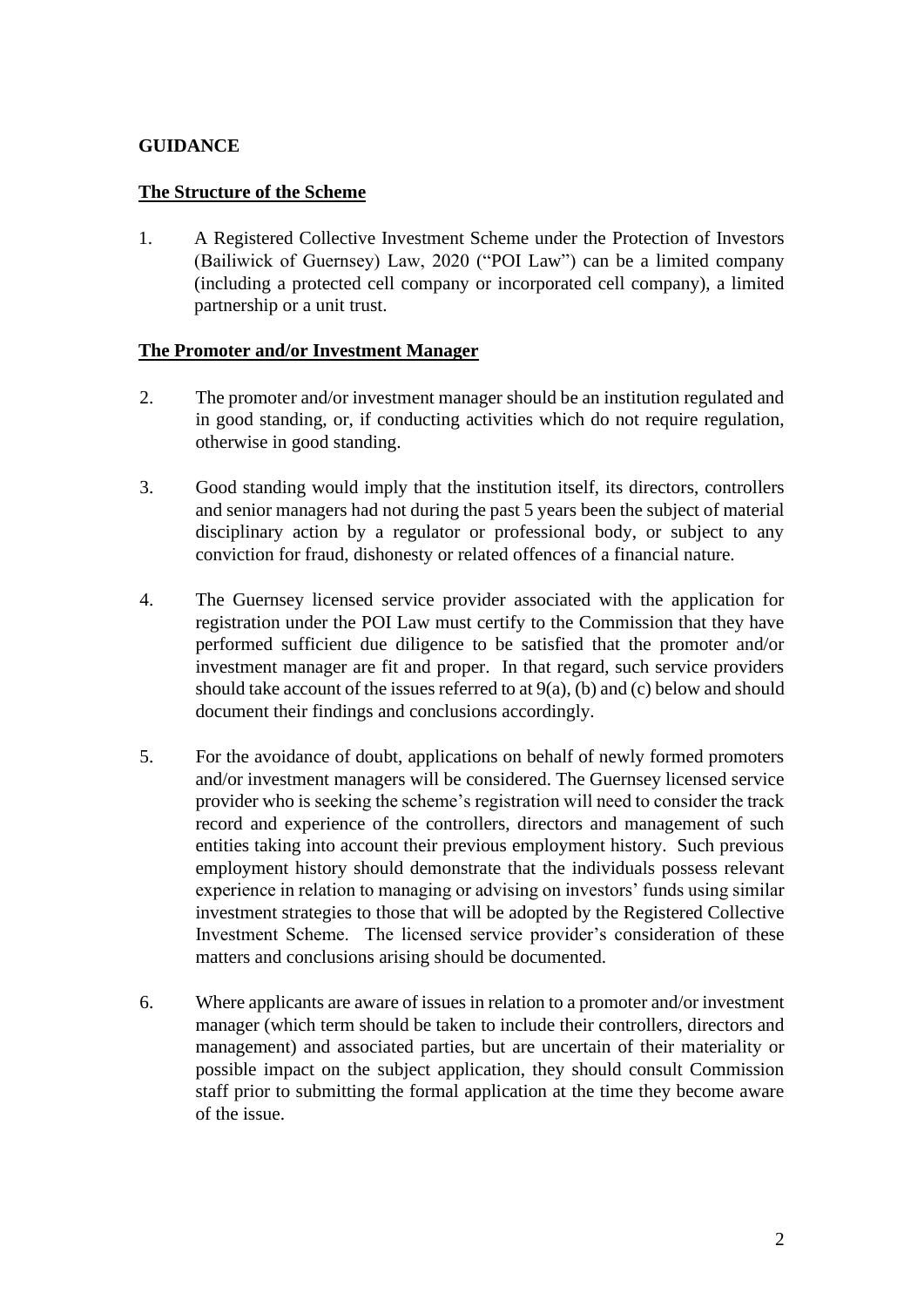**GUIDANCE**

**The Structure of the Scheme**

1. A Registered Collective Investment Scheme under the Protection of Investors (Bailiwick of Guernsey) Law, 2020 ("POI Law") can be a limited company (including a protected cell company or incorporated cell company), a limited partnership or a unit trust.

**The Promoter and/or Investment Manager**

2. The promoter and/or investment manager should be an institution regulated and in good standing, or, if conducting activities which do not require regulation, otherwise in good standing.

3. Good standing would imply that the institution itself, its directors, controllers and senior managers had not during the past 5 years been the subject of material disciplinary action by a regulator or professional body, or subject to any conviction for fraud, dishonesty or related offences of a financial nature.

4. The Guernsey licensed service provider associated with the application for registration under the POI Law must certify to the Commission that they have performed sufficient due diligence to be satisfied that the promoter and/or investment manager are fit and proper. In that regard, such service providers should take account of the issues referred to at 9(a), (b) and (c) below and should document their findings and conclusions accordingly.

5. For the avoidance of doubt, applications on behalf of newly formed promoters and/or investment managers will be considered. The Guernsey licensed service provider who is seeking the scheme's registration will need to consider the track record and experience of the controllers, directors and management of such entities taking into account their previous employment history. Such previous employment history should demonstrate that the individuals possess relevant experience in relation to managing or advising on investors' funds using similar investment strategies to those that will be adopted by the Registered Collective Investment Scheme. The licensed service provider's consideration of these matters and conclusions arising should be documented.

6. Where applicants are aware of issues in relation to a promoter and/or investment manager (which term should be taken to include their controllers, directors and management) and associated parties, but are uncertain of their materiality or possible impact on the subject application, they should consult Commission staff prior to submitting the formal application at the time they become aware of the issue.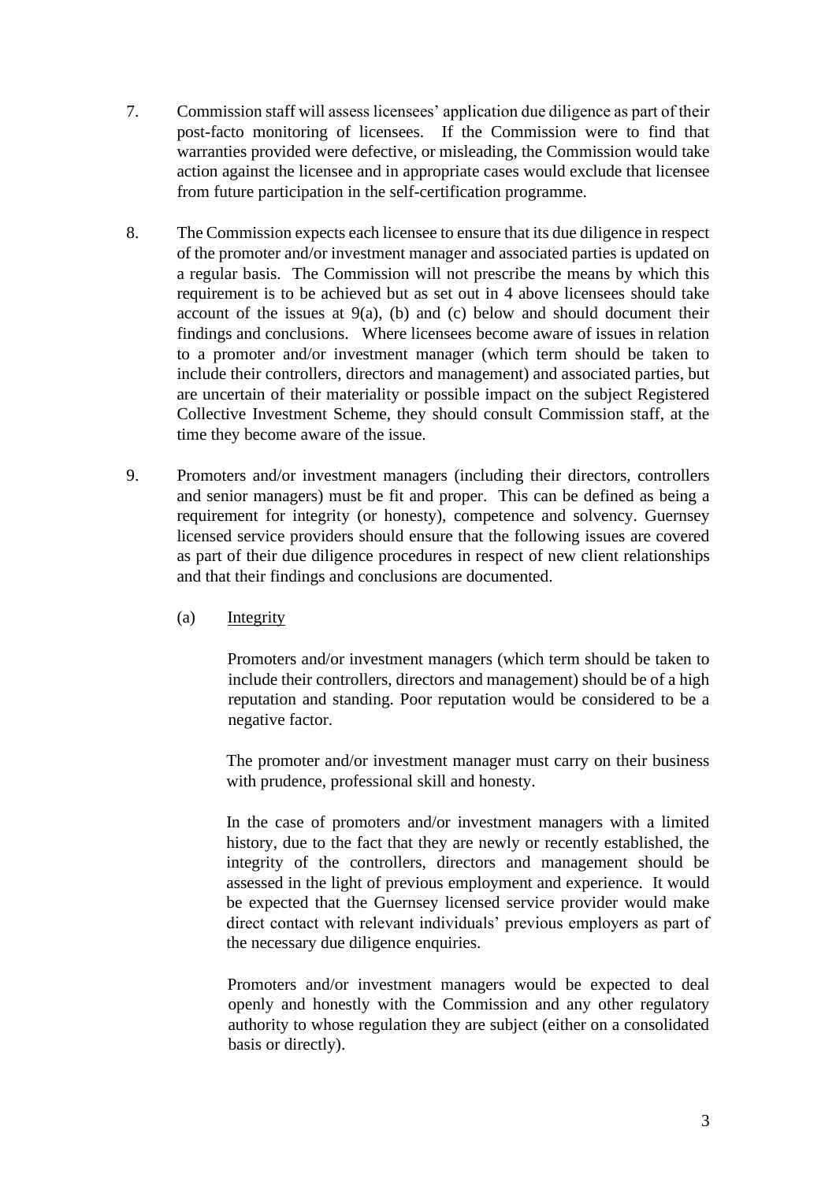7. Commission staff will assess licensees' application due diligence as part of their post-facto monitoring of licensees. If the Commission were to find that warranties provided were defective, or misleading, the Commission would take action against the licensee and in appropriate cases would exclude that licensee from future participation in the self-certification programme.

8. The Commission expects each licensee to ensure that its due diligence in respect of the promoter and/or investment manager and associated parties is updated on a regular basis. The Commission will not prescribe the means by which this requirement is to be achieved but as set out in 4 above licensees should take account of the issues at 9(a), (b) and (c) below and should document their findings and conclusions. Where licensees become aware of issues in relation to a promoter and/or investment manager (which term should be taken to include their controllers, directors and management) and associated parties, but are uncertain of their materiality or possible impact on the subject Registered Collective Investment Scheme, they should consult Commission staff, at the time they become aware of the issue.

9. Promoters and/or investment managers (including their directors, controllers and senior managers) must be fit and proper. This can be defined as being a requirement for integrity (or honesty), competence and solvency. Guernsey licensed service providers should ensure that the following issues are covered as part of their due diligence procedures in respect of new client relationships and that their findings and conclusions are documented.

   (a) Integrity

   Promoters and/or investment managers (which term should be taken to include their controllers, directors and management) should be of a high reputation and standing. Poor reputation would be considered to be a negative factor.

   The promoter and/or investment manager must carry on their business with prudence, professional skill and honesty.

   In the case of promoters and/or investment managers with a limited history, due to the fact that they are newly or recently established, the integrity of the controllers, directors and management should be assessed in the light of previous employment and experience. It would be expected that the Guernsey licensed service provider would make direct contact with relevant individuals' previous employers as part of the necessary due diligence enquiries.

   Promoters and/or investment managers would be expected to deal openly and honestly with the Commission and any other regulatory authority to whose regulation they are subject (either on a consolidated basis or directly).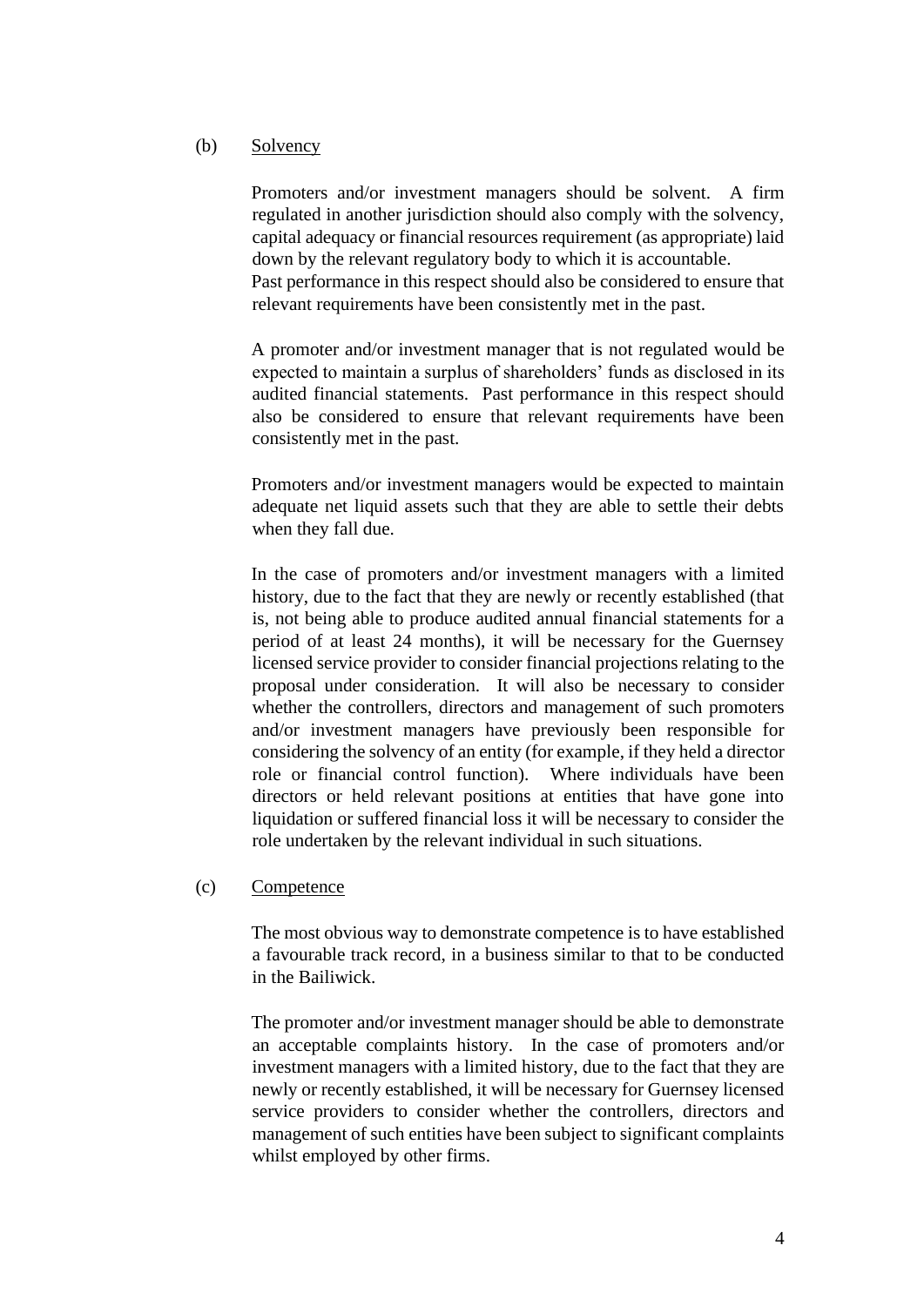(b) Solvency

Promoters and/or investment managers should be solvent. A firm regulated in another jurisdiction should also comply with the solvency, capital adequacy or financial resources requirement (as appropriate) laid down by the relevant regulatory body to which it is accountable. Past performance in this respect should also be considered to ensure that relevant requirements have been consistently met in the past.

A promoter and/or investment manager that is not regulated would be expected to maintain a surplus of shareholders' funds as disclosed in its audited financial statements. Past performance in this respect should also be considered to ensure that relevant requirements have been consistently met in the past.

Promoters and/or investment managers would be expected to maintain adequate net liquid assets such that they are able to settle their debts when they fall due.

In the case of promoters and/or investment managers with a limited history, due to the fact that they are newly or recently established (that is, not being able to produce audited annual financial statements for a period of at least 24 months), it will be necessary for the Guernsey licensed service provider to consider financial projections relating to the proposal under consideration. It will also be necessary to consider whether the controllers, directors and management of such promoters and/or investment managers have previously been responsible for considering the solvency of an entity (for example, if they held a director role or financial control function). Where individuals have been directors or held relevant positions at entities that have gone into liquidation or suffered financial loss it will be necessary to consider the role undertaken by the relevant individual in such situations.

(c) Competence

The most obvious way to demonstrate competence is to have established a favourable track record, in a business similar to that to be conducted in the Bailiwick.

The promoter and/or investment manager should be able to demonstrate an acceptable complaints history. In the case of promoters and/or investment managers with a limited history, due to the fact that they are newly or recently established, it will be necessary for Guernsey licensed service providers to consider whether the controllers, directors and management of such entities have been subject to significant complaints whilst employed by other firms.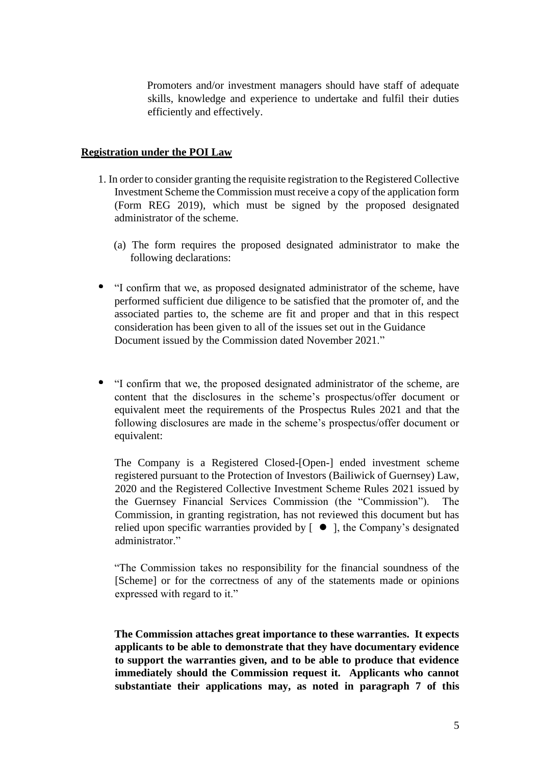Promoters and/or investment managers should have staff of adequate skills, knowledge and experience to undertake and fulfil their duties efficiently and effectively.

## Registration under the POI Law

1. In order to consider granting the requisite registration to the Registered Collective Investment Scheme the Commission must receive a copy of the application form (Form REG 2019), which must be signed by the proposed designated administrator of the scheme.

   (a) The form requires the proposed designated administrator to make the following declarations:

- "I confirm that we, as proposed designated administrator of the scheme, have performed sufficient due diligence to be satisfied that the promoter of, and the associated parties to, the scheme are fit and proper and that in this respect consideration has been given to all of the issues set out in the Guidance Document issued by the Commission dated November 2021."

- "I confirm that we, the proposed designated administrator of the scheme, are content that the disclosures in the scheme's prospectus/offer document or equivalent meet the requirements of the Prospectus Rules 2021 and that the following disclosures are made in the scheme's prospectus/offer document or equivalent:

  The Company is a Registered Closed-[Open-] ended investment scheme registered pursuant to the Protection of Investors (Bailiwick of Guernsey) Law, 2020 and the Registered Collective Investment Scheme Rules 2021 issued by the Guernsey Financial Services Commission (the "Commission"). The Commission, in granting registration, has not reviewed this document but has relied upon specific warranties provided by [ ● ], the Company's designated administrator."

  "The Commission takes no responsibility for the financial soundness of the [Scheme] or for the correctness of any of the statements made or opinions expressed with regard to it."

  **The Commission attaches great importance to these warranties. It expects applicants to be able to demonstrate that they have documentary evidence to support the warranties given, and to be able to produce that evidence immediately should the Commission request it. Applicants who cannot substantiate their applications may, as noted in paragraph 7 of this**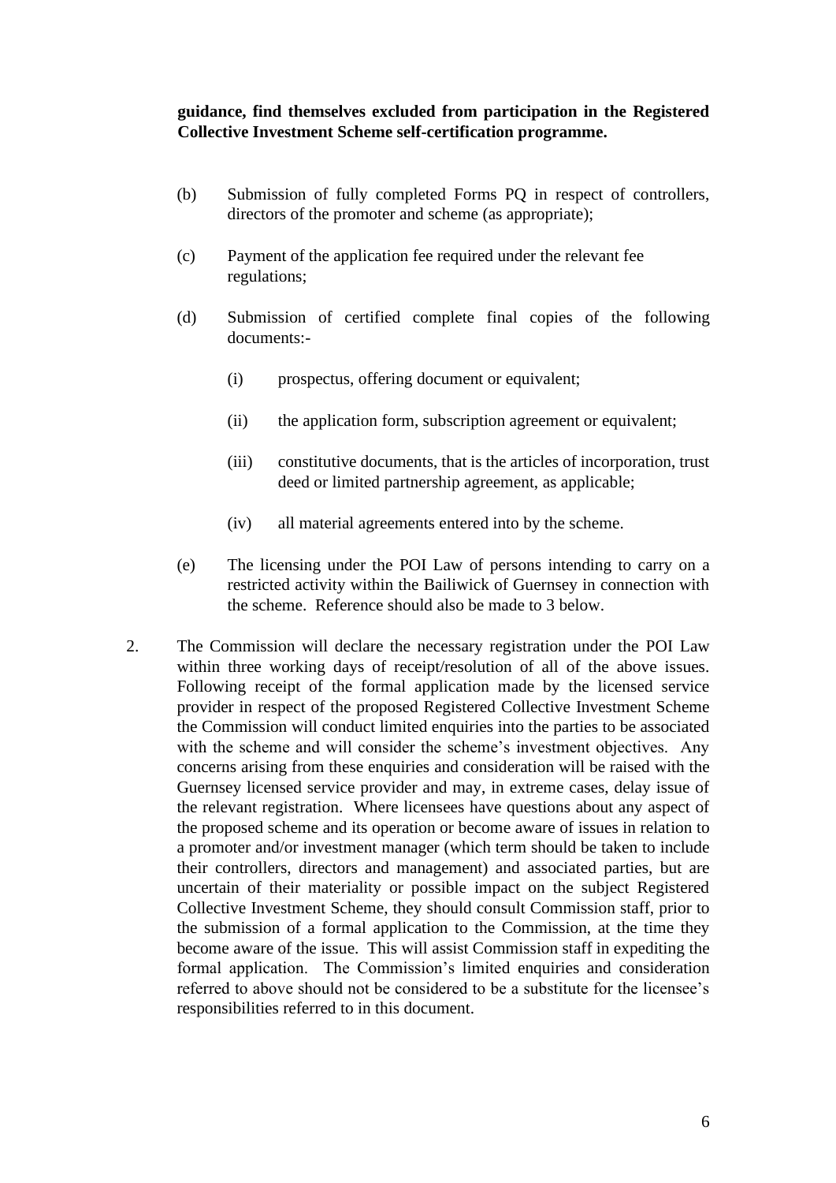**guidance, find themselves excluded from participation in the Registered Collective Investment Scheme self-certification programme.**

(b) Submission of fully completed Forms PQ in respect of controllers, directors of the promoter and scheme (as appropriate);

(c) Payment of the application fee required under the relevant fee regulations;

(d) Submission of certified complete final copies of the following documents:-

  (i) prospectus, offering document or equivalent;

  (ii) the application form, subscription agreement or equivalent;

  (iii) constitutive documents, that is the articles of incorporation, trust deed or limited partnership agreement, as applicable;

  (iv) all material agreements entered into by the scheme.

(e) The licensing under the POI Law of persons intending to carry on a restricted activity within the Bailiwick of Guernsey in connection with the scheme. Reference should also be made to 3 below.

2. The Commission will declare the necessary registration under the POI Law within three working days of receipt/resolution of all of the above issues. Following receipt of the formal application made by the licensed service provider in respect of the proposed Registered Collective Investment Scheme the Commission will conduct limited enquiries into the parties to be associated with the scheme and will consider the scheme's investment objectives. Any concerns arising from these enquiries and consideration will be raised with the Guernsey licensed service provider and may, in extreme cases, delay issue of the relevant registration. Where licensees have questions about any aspect of the proposed scheme and its operation or become aware of issues in relation to a promoter and/or investment manager (which term should be taken to include their controllers, directors and management) and associated parties, but are uncertain of their materiality or possible impact on the subject Registered Collective Investment Scheme, they should consult Commission staff, prior to the submission of a formal application to the Commission, at the time they become aware of the issue. This will assist Commission staff in expediting the formal application. The Commission's limited enquiries and consideration referred to above should not be considered to be a substitute for the licensee's responsibilities referred to in this document.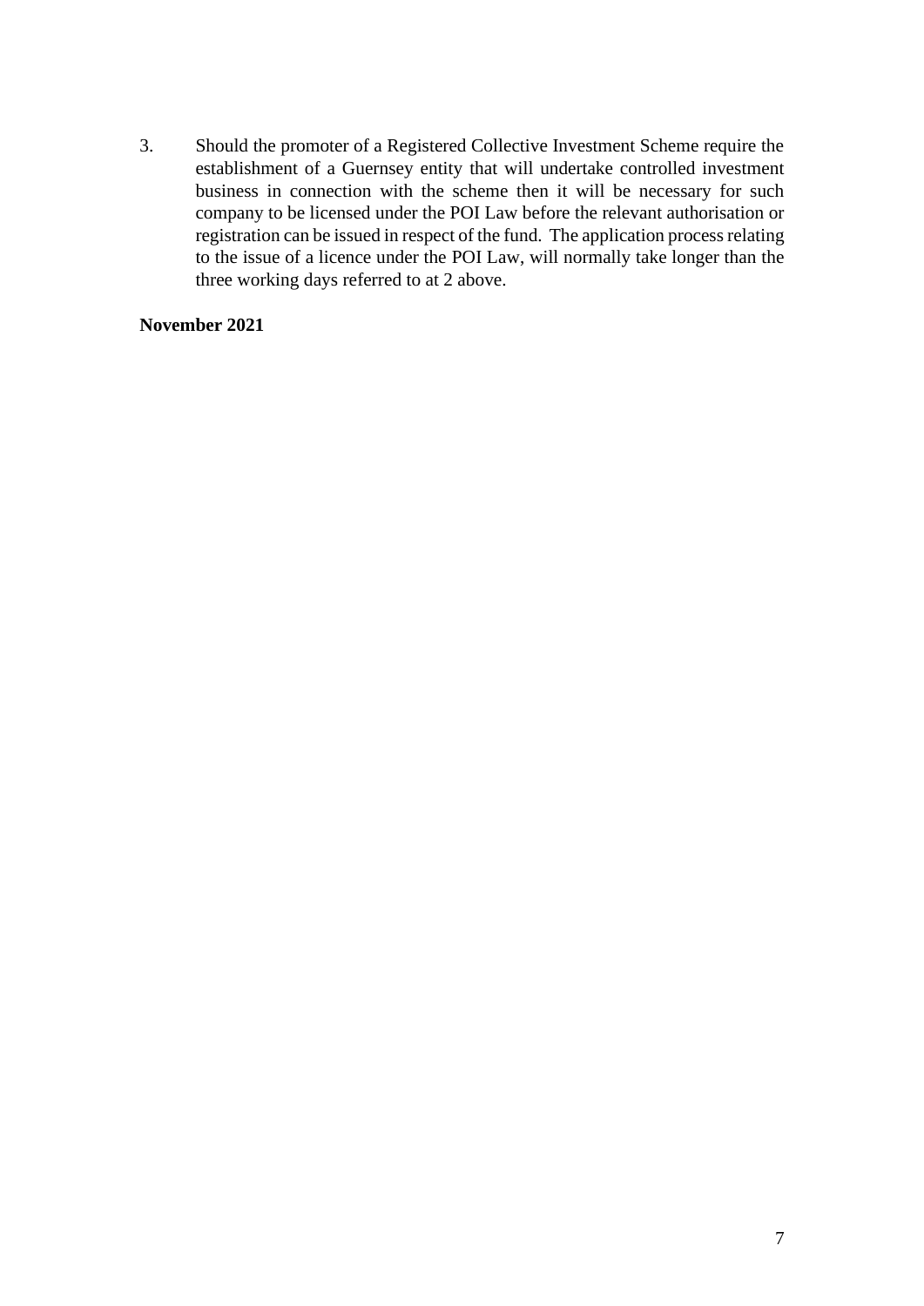3. Should the promoter of a Registered Collective Investment Scheme require the establishment of a Guernsey entity that will undertake controlled investment business in connection with the scheme then it will be necessary for such company to be licensed under the POI Law before the relevant authorisation or registration can be issued in respect of the fund. The application process relating to the issue of a licence under the POI Law, will normally take longer than the three working days referred to at 2 above.

**November 2021**